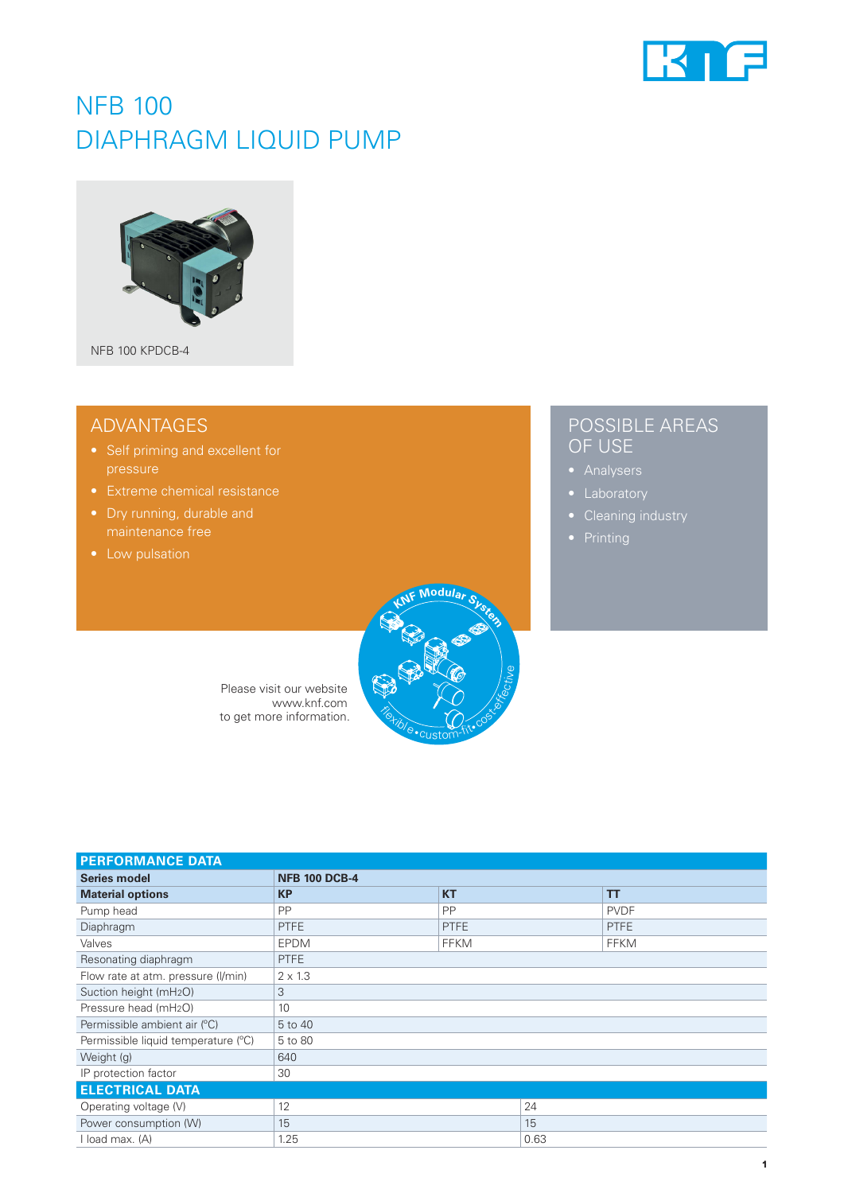# NFB 100
# DIAPHRAGM LIQUID PUMP

NFB 100 KPDCB-4

## ADVANTAGES

- Self priming and excellent for pressure
- Extreme chemical resistance
- Dry running, durable and maintenance free
- Low pulsation

## POSSIBLE AREAS OF USE

- Analysers
- Laboratory
- Cleaning industry
- Printing

Please visit our website www.knf.com to get more information.

KNF Modular System – flexible • custom-fit • cost-effective

| PERFORMANCE DATA | | | |
|---|---|---|---|
| **Series model** | **NFB 100 DCB-4** | | |
| **Material options** | **KP** | **KT** | **TT** |
| Pump head | PP | PP | PVDF |
| Diaphragm | PTFE | PTFE | PTFE |
| Valves | EPDM | FFKM | FFKM |
| Resonating diaphragm | PTFE | | |
| Flow rate at atm. pressure (l/min) | 2 x 1.3 | | |
| Suction height (mH2O) | 3 | | |
| Pressure head (mH2O) | 10 | | |
| Permissible ambient air (°C) | 5 to 40 | | |
| Permissible liquid temperature (°C) | 5 to 80 | | |
| Weight (g) | 640 | | |
| IP protection factor | 30 | | |

| ELECTRICAL DATA | | |
|---|---|---|
| Operating voltage (V) | 12 | 24 |
| Power consumption (W) | 15 | 15 |
| I load max. (A) | 1.25 | 0.63 |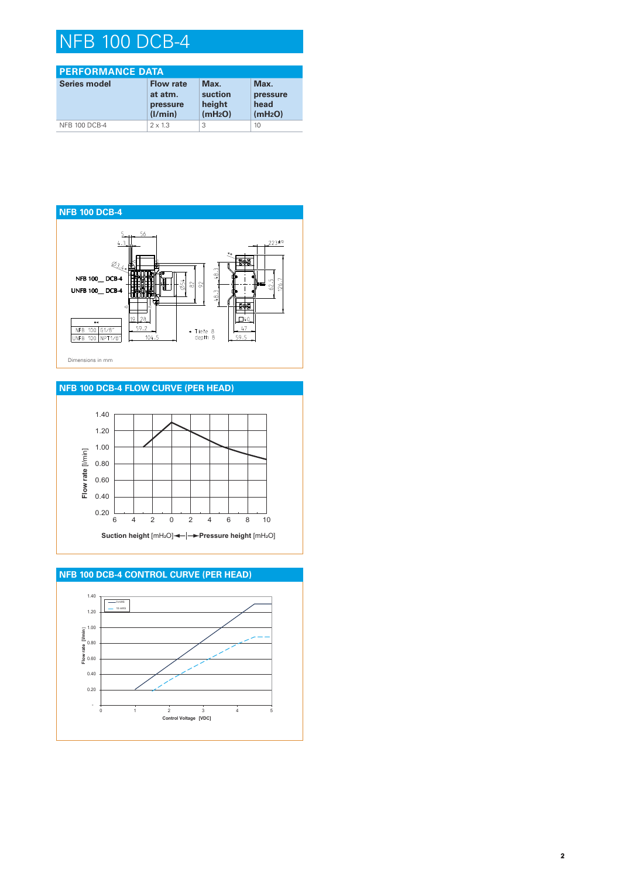# NFB 100 DCB-4

## PERFORMANCE DATA

| Series model | Flow rate at atm. pressure (l/min) | Max. suction height ($mH_2O$) | Max. pressure head ($mH_2O$) |
|---|---|---|---|
| NFB 100 DCB-4 | 2 x 1.3 | 3 | 10 |

## NFB 100 DCB-4

NFB 100_ DCB-4

UNFB 100_ DCB-4

| ** | |
|---|---|
| NFB 100 | G1/8" |
| UNFB 100 | NPT1/8" |

* Tiefe 8
depth 8

Dimensions in mm

## NFB 100 DCB-4 FLOW CURVE (PER HEAD)

Flow rate [l/min]

**Suction height** [$mH_2O$] ◄—|—► **Pressure height** [$mH_2O$]

## NFB 100 DCB-4 CONTROL CURVE (PER HEAD)

Flow rate [l/min]

Control Voltage [VDC]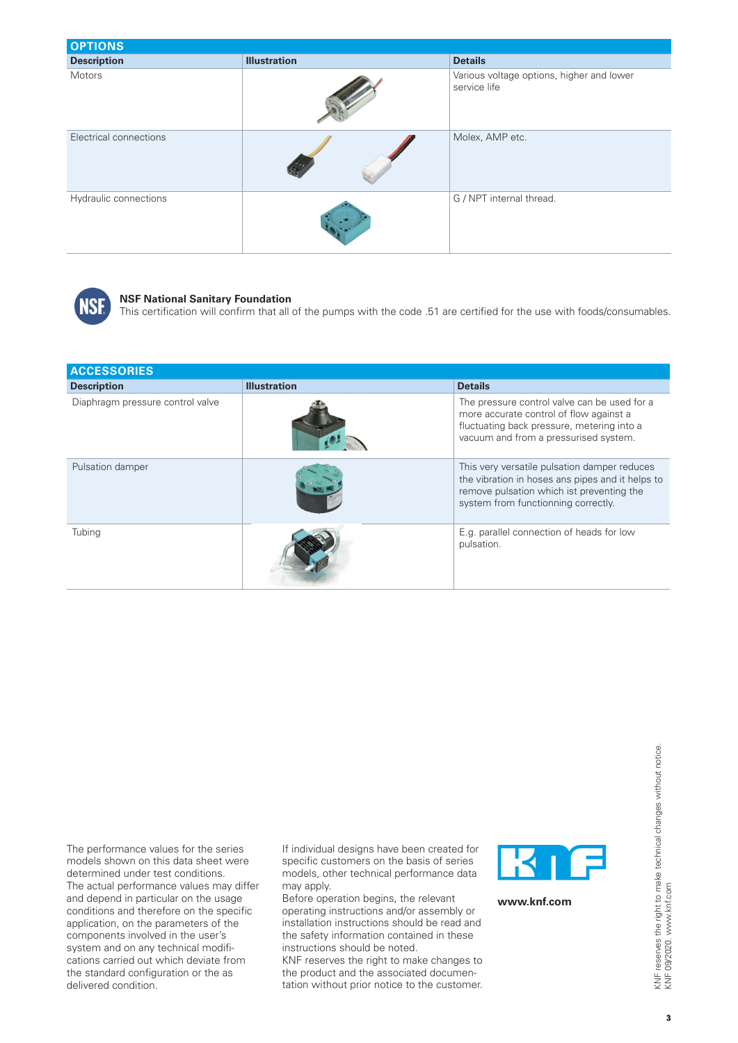## OPTIONS

| Description | Illustration | Details |
|---|---|---|
| Motors | | Various voltage options, higher and lower service life |
| Electrical connections | | Molex, AMP etc. |
| Hydraulic connections | | G / NPT internal thread. |

**NSF National Sanitary Foundation**
This certification will confirm that all of the pumps with the code .51 are certified for the use with foods/consumables.

## ACCESSORIES

| Description | Illustration | Details |
|---|---|---|
| Diaphragm pressure control valve | | The pressure control valve can be used for a more accurate control of flow against a fluctuating back pressure, metering into a vacuum and from a pressurised system. |
| Pulsation damper | | This very versatile pulsation damper reduces the vibration in hoses ans pipes and it helps to remove pulsation which ist preventing the system from functionning correctly. |
| Tubing | | E.g. parallel connection of heads for low pulsation. |

The performance values for the series models shown on this data sheet were determined under test conditions.
The actual performance values may differ and depend in particular on the usage conditions and therefore on the specific application, on the parameters of the components involved in the user's system and on any technical modifications carried out which deviate from the standard configuration or the as delivered condition.

If individual designs have been created for specific customers on the basis of series models, other technical performance data may apply.
Before operation begins, the relevant operating instructions and/or assembly or installation instructions should be read and the safety information contained in these instructions should be noted.
KNF reserves the right to make changes to the product and the associated documentation without prior notice to the customer.

**www.knf.com**

KNF reserves the right to make technical changes without notice.
KNF 09/2020. www.knf.com